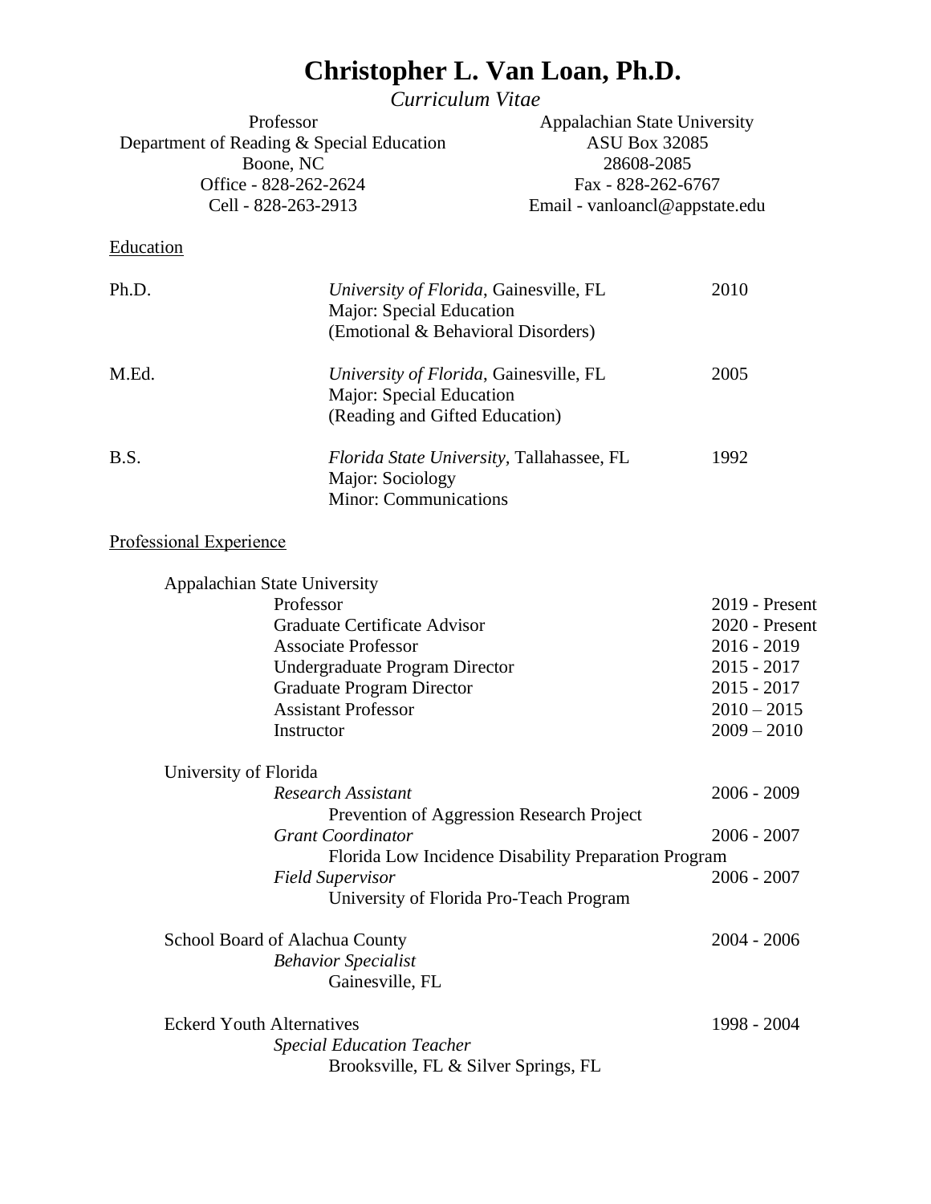# Christopher L. Van Loan, Ph.D.

*Curriculum Vitae*

Professor
Department of Reading & Special Education
Boone, NC
Office - 828-262-2624
Cell - 828-263-2913

Appalachian State University
ASU Box 32085
28608-2085
Fax - 828-262-6767
Email - vanloancl@appstate.edu

## Education

| | | |
|---|---|---|
| Ph.D. | *University of Florida*, Gainesville, FL<br>Major: Special Education<br>(Emotional & Behavioral Disorders) | 2010 |
| M.Ed. | *University of Florida*, Gainesville, FL<br>Major: Special Education<br>(Reading and Gifted Education) | 2005 |
| B.S. | *Florida State University*, Tallahassee, FL<br>Major: Sociology<br>Minor: Communications | 1992 |

## Professional Experience

Appalachian State University

| | |
|---|---|
| Professor | 2019 - Present |
| Graduate Certificate Advisor | 2020 - Present |
| Associate Professor | 2016 - 2019 |
| Undergraduate Program Director | 2015 - 2017 |
| Graduate Program Director | 2015 - 2017 |
| Assistant Professor | 2010 – 2015 |
| Instructor | 2009 – 2010 |

University of Florida

*Research Assistant* — 2006 - 2009
Prevention of Aggression Research Project

*Grant Coordinator* — 2006 - 2007
Florida Low Incidence Disability Preparation Program

*Field Supervisor* — 2006 - 2007
University of Florida Pro-Teach Program

School Board of Alachua County — 2004 - 2006
*Behavior Specialist*
Gainesville, FL

Eckerd Youth Alternatives — 1998 - 2004
*Special Education Teacher*
Brooksville, FL & Silver Springs, FL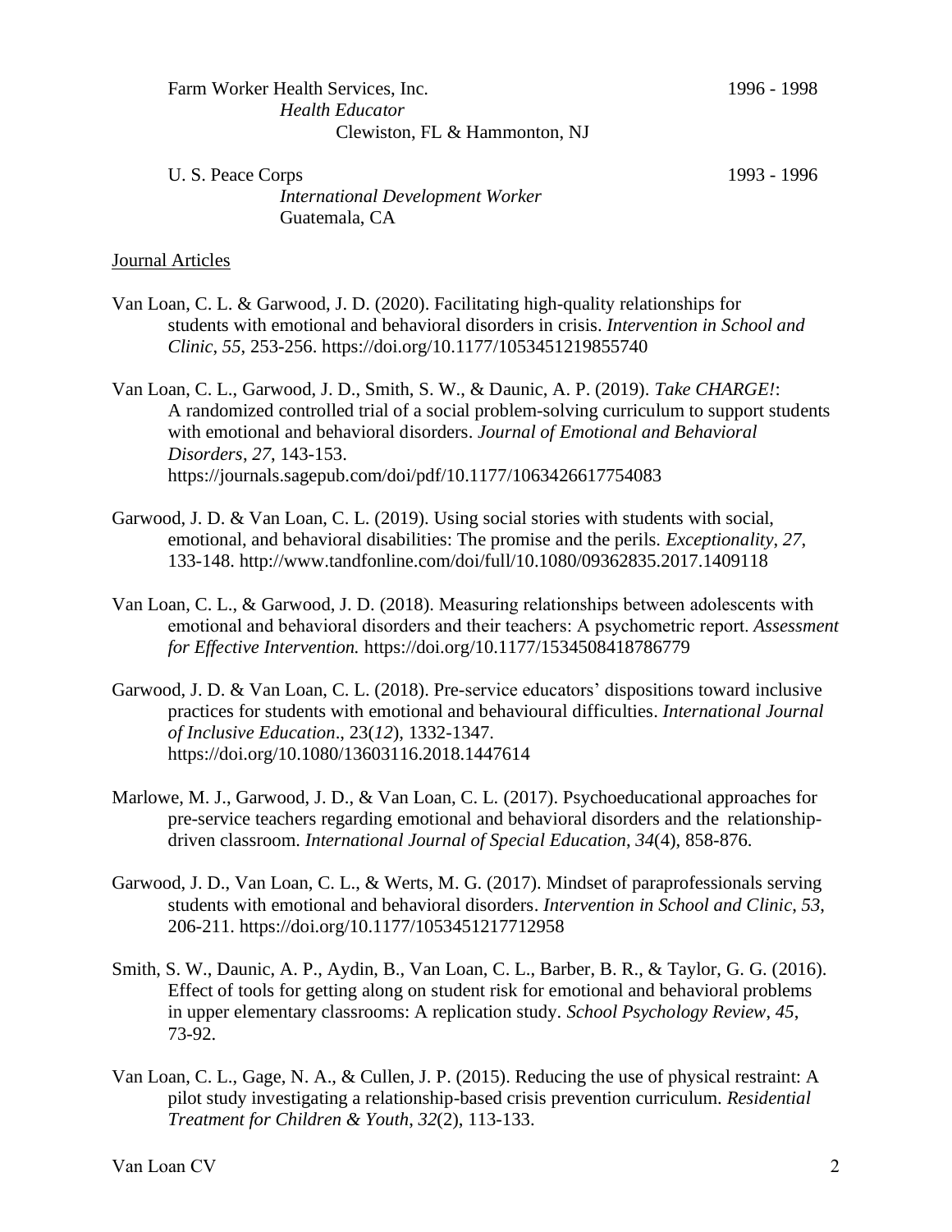Farm Worker Health Services, Inc. 1996 - 1998
*Health Educator*
Clewiston, FL & Hammonton, NJ

U. S. Peace Corps 1993 - 1996
*International Development Worker*
Guatemala, CA

## Journal Articles

Van Loan, C. L. & Garwood, J. D. (2020). Facilitating high-quality relationships for students with emotional and behavioral disorders in crisis. *Intervention in School and Clinic*, *55*, 253-256. https://doi.org/10.1177/1053451219855740

Van Loan, C. L., Garwood, J. D., Smith, S. W., & Daunic, A. P. (2019). *Take CHARGE!*: A randomized controlled trial of a social problem-solving curriculum to support students with emotional and behavioral disorders. *Journal of Emotional and Behavioral Disorders*, *27*, 143-153. https://journals.sagepub.com/doi/pdf/10.1177/1063426617754083

Garwood, J. D. & Van Loan, C. L. (2019). Using social stories with students with social, emotional, and behavioral disabilities: The promise and the perils. *Exceptionality*, *27*, 133-148. http://www.tandfonline.com/doi/full/10.1080/09362835.2017.1409118

Van Loan, C. L., & Garwood, J. D. (2018). Measuring relationships between adolescents with emotional and behavioral disorders and their teachers: A psychometric report. *Assessment for Effective Intervention.* https://doi.org/10.1177/1534508418786779

Garwood, J. D. & Van Loan, C. L. (2018). Pre-service educators' dispositions toward inclusive practices for students with emotional and behavioural difficulties. *International Journal of Inclusive Education*., 23(*12*), 1332-1347. https://doi.org/10.1080/13603116.2018.1447614

Marlowe, M. J., Garwood, J. D., & Van Loan, C. L. (2017). Psychoeducational approaches for pre-service teachers regarding emotional and behavioral disorders and the relationship-driven classroom. *International Journal of Special Education*, *34*(4), 858-876.

Garwood, J. D., Van Loan, C. L., & Werts, M. G. (2017). Mindset of paraprofessionals serving students with emotional and behavioral disorders. *Intervention in School and Clinic*, *53*, 206-211. https://doi.org/10.1177/1053451217712958

Smith, S. W., Daunic, A. P., Aydin, B., Van Loan, C. L., Barber, B. R., & Taylor, G. G. (2016). Effect of tools for getting along on student risk for emotional and behavioral problems in upper elementary classrooms: A replication study. *School Psychology Review*, *45*, 73-92.

Van Loan, C. L., Gage, N. A., & Cullen, J. P. (2015). Reducing the use of physical restraint: A pilot study investigating a relationship-based crisis prevention curriculum. *Residential Treatment for Children & Youth*, *32*(2), 113-133.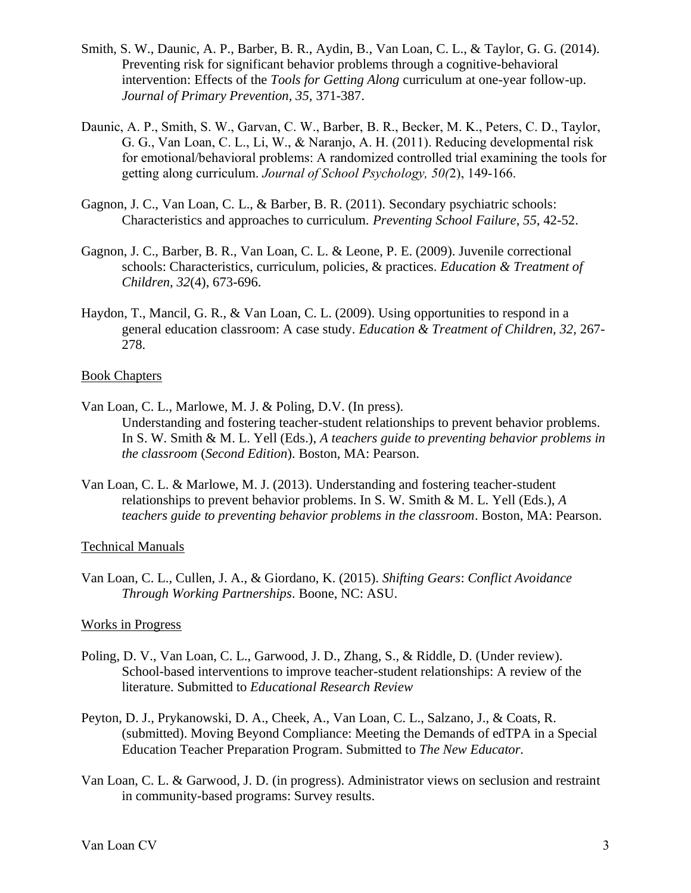Smith, S. W., Daunic, A. P., Barber, B. R., Aydin, B., Van Loan, C. L., & Taylor, G. G. (2014). Preventing risk for significant behavior problems through a cognitive-behavioral intervention: Effects of the *Tools for Getting Along* curriculum at one-year follow-up. *Journal of Primary Prevention, 35,* 371-387.

Daunic, A. P., Smith, S. W., Garvan, C. W., Barber, B. R., Becker, M. K., Peters, C. D., Taylor, G. G., Van Loan, C. L., Li, W., & Naranjo, A. H. (2011). Reducing developmental risk for emotional/behavioral problems: A randomized controlled trial examining the tools for getting along curriculum. *Journal of School Psychology, 50(*2), 149-166.

Gagnon, J. C., Van Loan, C. L., & Barber, B. R. (2011). Secondary psychiatric schools: Characteristics and approaches to curriculum. *Preventing School Failure, 55*, 42-52.

Gagnon, J. C., Barber, B. R., Van Loan, C. L. & Leone, P. E. (2009). Juvenile correctional schools: Characteristics, curriculum, policies, & practices. *Education & Treatment of Children, 32*(4), 673-696.

Haydon, T., Mancil, G. R., & Van Loan, C. L. (2009). Using opportunities to respond in a general education classroom: A case study. *Education & Treatment of Children, 32,* 267-278.

Book Chapters

Van Loan, C. L., Marlowe, M. J. & Poling, D.V. (In press). Understanding and fostering teacher-student relationships to prevent behavior problems. In S. W. Smith & M. L. Yell (Eds.), *A teachers guide to preventing behavior problems in the classroom* (*Second Edition*). Boston, MA: Pearson.

Van Loan, C. L. & Marlowe, M. J. (2013). Understanding and fostering teacher-student relationships to prevent behavior problems. In S. W. Smith & M. L. Yell (Eds.), *A teachers guide to preventing behavior problems in the classroom*. Boston, MA: Pearson.

Technical Manuals

Van Loan, C. L., Cullen, J. A., & Giordano, K. (2015). *Shifting Gears*: *Conflict Avoidance Through Working Partnerships*. Boone, NC: ASU.

Works in Progress

Poling, D. V., Van Loan, C. L., Garwood, J. D., Zhang, S., & Riddle, D. (Under review). School-based interventions to improve teacher-student relationships: A review of the literature. Submitted to *Educational Research Review*

Peyton, D. J., Prykanowski, D. A., Cheek, A., Van Loan, C. L., Salzano, J., & Coats, R. (submitted). Moving Beyond Compliance: Meeting the Demands of edTPA in a Special Education Teacher Preparation Program. Submitted to *The New Educator.*

Van Loan, C. L. & Garwood, J. D. (in progress). Administrator views on seclusion and restraint in community-based programs: Survey results.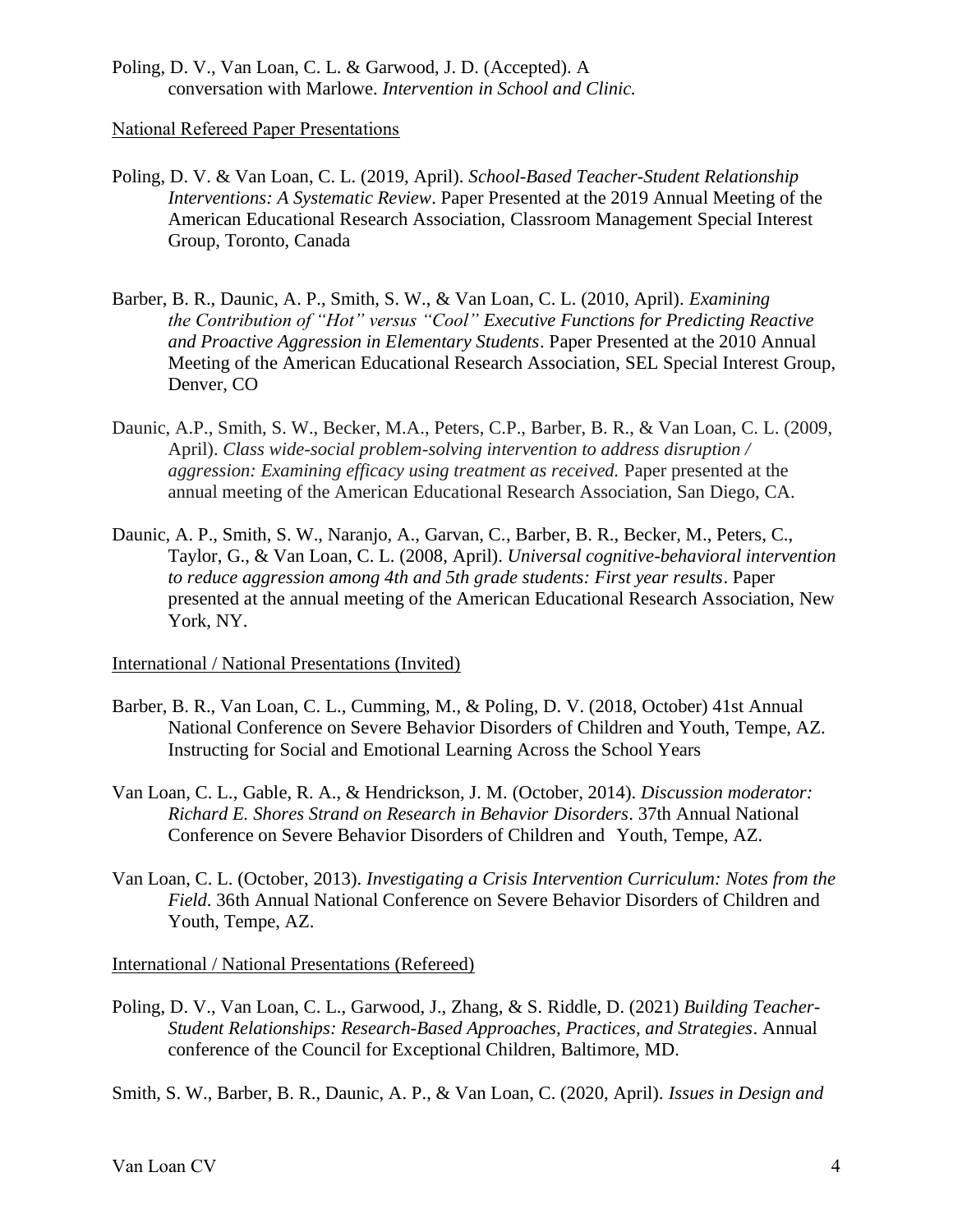Poling, D. V., Van Loan, C. L. & Garwood, J. D. (Accepted). A conversation with Marlowe. *Intervention in School and Clinic.*

National Refereed Paper Presentations

Poling, D. V. & Van Loan, C. L. (2019, April). *School-Based Teacher-Student Relationship Interventions: A Systematic Review*. Paper Presented at the 2019 Annual Meeting of the American Educational Research Association, Classroom Management Special Interest Group, Toronto, Canada

Barber, B. R., Daunic, A. P., Smith, S. W., & Van Loan, C. L. (2010, April). *Examining the Contribution of "Hot" versus "Cool" Executive Functions for Predicting Reactive and Proactive Aggression in Elementary Students*. Paper Presented at the 2010 Annual Meeting of the American Educational Research Association, SEL Special Interest Group, Denver, CO

Daunic, A.P., Smith, S. W., Becker, M.A., Peters, C.P., Barber, B. R., & Van Loan, C. L. (2009, April). *Class wide-social problem-solving intervention to address disruption / aggression: Examining efficacy using treatment as received.* Paper presented at the annual meeting of the American Educational Research Association, San Diego, CA.

Daunic, A. P., Smith, S. W., Naranjo, A., Garvan, C., Barber, B. R., Becker, M., Peters, C., Taylor, G., & Van Loan, C. L. (2008, April). *Universal cognitive-behavioral intervention to reduce aggression among 4th and 5th grade students: First year results*. Paper presented at the annual meeting of the American Educational Research Association, New York, NY.

International / National Presentations (Invited)

Barber, B. R., Van Loan, C. L., Cumming, M., & Poling, D. V. (2018, October) 41st Annual National Conference on Severe Behavior Disorders of Children and Youth, Tempe, AZ. Instructing for Social and Emotional Learning Across the School Years

Van Loan, C. L., Gable, R. A., & Hendrickson, J. M. (October, 2014). *Discussion moderator: Richard E. Shores Strand on Research in Behavior Disorders*. 37th Annual National Conference on Severe Behavior Disorders of Children and Youth, Tempe, AZ.

Van Loan, C. L. (October, 2013). *Investigating a Crisis Intervention Curriculum: Notes from the Field*. 36th Annual National Conference on Severe Behavior Disorders of Children and Youth, Tempe, AZ.

International / National Presentations (Refereed)

Poling, D. V., Van Loan, C. L., Garwood, J., Zhang, & S. Riddle, D. (2021) *Building Teacher-Student Relationships: Research-Based Approaches, Practices, and Strategies*. Annual conference of the Council for Exceptional Children, Baltimore, MD.

Smith, S. W., Barber, B. R., Daunic, A. P., & Van Loan, C. (2020, April). *Issues in Design and*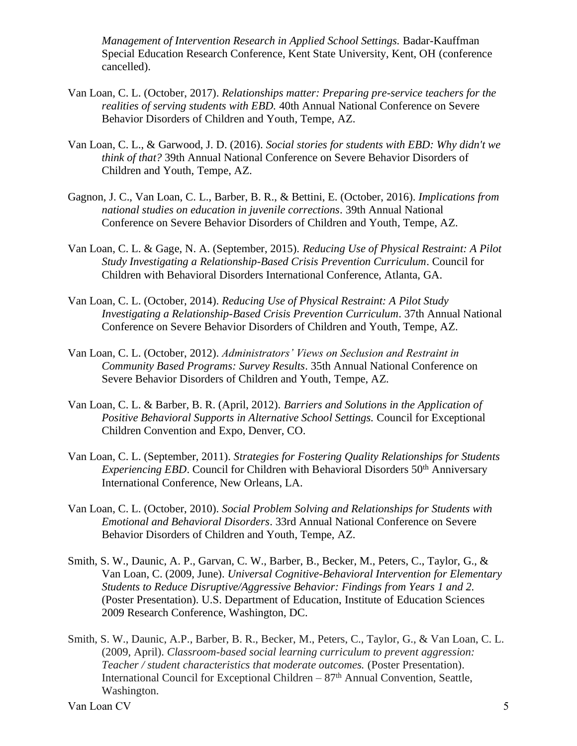*Management of Intervention Research in Applied School Settings.* Badar-Kauffman Special Education Research Conference, Kent State University, Kent, OH (conference cancelled).

Van Loan, C. L. (October, 2017). *Relationships matter: Preparing pre-service teachers for the realities of serving students with EBD.* 40th Annual National Conference on Severe Behavior Disorders of Children and Youth, Tempe, AZ.

Van Loan, C. L., & Garwood, J. D. (2016). *Social stories for students with EBD: Why didn't we think of that?* 39th Annual National Conference on Severe Behavior Disorders of Children and Youth, Tempe, AZ.

Gagnon, J. C., Van Loan, C. L., Barber, B. R., & Bettini, E. (October, 2016). *Implications from national studies on education in juvenile corrections*. 39th Annual National Conference on Severe Behavior Disorders of Children and Youth, Tempe, AZ.

Van Loan, C. L. & Gage, N. A. (September, 2015). *Reducing Use of Physical Restraint: A Pilot Study Investigating a Relationship-Based Crisis Prevention Curriculum*. Council for Children with Behavioral Disorders International Conference, Atlanta, GA.

Van Loan, C. L. (October, 2014). *Reducing Use of Physical Restraint: A Pilot Study Investigating a Relationship-Based Crisis Prevention Curriculum*. 37th Annual National Conference on Severe Behavior Disorders of Children and Youth, Tempe, AZ.

Van Loan, C. L. (October, 2012). *Administrators' Views on Seclusion and Restraint in Community Based Programs: Survey Results*. 35th Annual National Conference on Severe Behavior Disorders of Children and Youth, Tempe, AZ.

Van Loan, C. L. & Barber, B. R. (April, 2012). *Barriers and Solutions in the Application of Positive Behavioral Supports in Alternative School Settings.* Council for Exceptional Children Convention and Expo, Denver, CO.

Van Loan, C. L. (September, 2011). *Strategies for Fostering Quality Relationships for Students Experiencing EBD*. Council for Children with Behavioral Disorders 50th Anniversary International Conference, New Orleans, LA.

Van Loan, C. L. (October, 2010). *Social Problem Solving and Relationships for Students with Emotional and Behavioral Disorders*. 33rd Annual National Conference on Severe Behavior Disorders of Children and Youth, Tempe, AZ.

Smith, S. W., Daunic, A. P., Garvan, C. W., Barber, B., Becker, M., Peters, C., Taylor, G., & Van Loan, C. (2009, June). *Universal Cognitive-Behavioral Intervention for Elementary Students to Reduce Disruptive/Aggressive Behavior: Findings from Years 1 and 2.* (Poster Presentation). U.S. Department of Education, Institute of Education Sciences 2009 Research Conference, Washington, DC.

Smith, S. W., Daunic, A.P., Barber, B. R., Becker, M., Peters, C., Taylor, G., & Van Loan, C. L. (2009, April). *Classroom-based social learning curriculum to prevent aggression: Teacher / student characteristics that moderate outcomes.* (Poster Presentation). International Council for Exceptional Children – 87th Annual Convention, Seattle, Washington.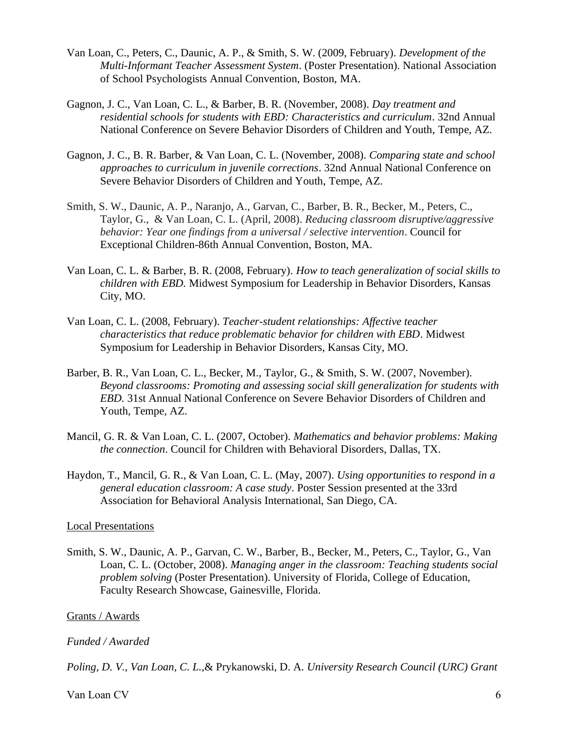Van Loan, C., Peters, C., Daunic, A. P., & Smith, S. W. (2009, February). *Development of the Multi-Informant Teacher Assessment System*. (Poster Presentation). National Association of School Psychologists Annual Convention, Boston, MA.

Gagnon, J. C., Van Loan, C. L., & Barber, B. R. (November, 2008). *Day treatment and residential schools for students with EBD: Characteristics and curriculum*. 32nd Annual National Conference on Severe Behavior Disorders of Children and Youth, Tempe, AZ.

Gagnon, J. C., B. R. Barber, & Van Loan, C. L. (November, 2008). *Comparing state and school approaches to curriculum in juvenile corrections*. 32nd Annual National Conference on Severe Behavior Disorders of Children and Youth, Tempe, AZ.

Smith, S. W., Daunic, A. P., Naranjo, A., Garvan, C., Barber, B. R., Becker, M., Peters, C., Taylor, G., & Van Loan, C. L. (April, 2008). *Reducing classroom disruptive/aggressive behavior: Year one findings from a universal / selective intervention*. Council for Exceptional Children-86th Annual Convention, Boston, MA.

Van Loan, C. L. & Barber, B. R. (2008, February). *How to teach generalization of social skills to children with EBD.* Midwest Symposium for Leadership in Behavior Disorders, Kansas City, MO.

Van Loan, C. L. (2008, February). *Teacher-student relationships: Affective teacher characteristics that reduce problematic behavior for children with EBD*. Midwest Symposium for Leadership in Behavior Disorders, Kansas City, MO.

Barber, B. R., Van Loan, C. L., Becker, M., Taylor, G., & Smith, S. W. (2007, November). *Beyond classrooms: Promoting and assessing social skill generalization for students with EBD.* 31st Annual National Conference on Severe Behavior Disorders of Children and Youth, Tempe, AZ.

Mancil, G. R. & Van Loan, C. L. (2007, October). *Mathematics and behavior problems: Making the connection*. Council for Children with Behavioral Disorders, Dallas, TX.

Haydon, T., Mancil, G. R., & Van Loan, C. L. (May, 2007). *Using opportunities to respond in a general education classroom: A case study*. Poster Session presented at the 33rd Association for Behavioral Analysis International, San Diego, CA.

<u>Local Presentations</u>

Smith, S. W., Daunic, A. P., Garvan, C. W., Barber, B., Becker, M., Peters, C., Taylor, G., Van Loan, C. L. (October, 2008). *Managing anger in the classroom: Teaching students social problem solving* (Poster Presentation). University of Florida, College of Education, Faculty Research Showcase, Gainesville, Florida.

<u>Grants / Awards</u>

*Funded / Awarded*

*Poling, D. V., Van Loan, C. L.,*& Prykanowski, D. A. *University Research Council (URC) Grant*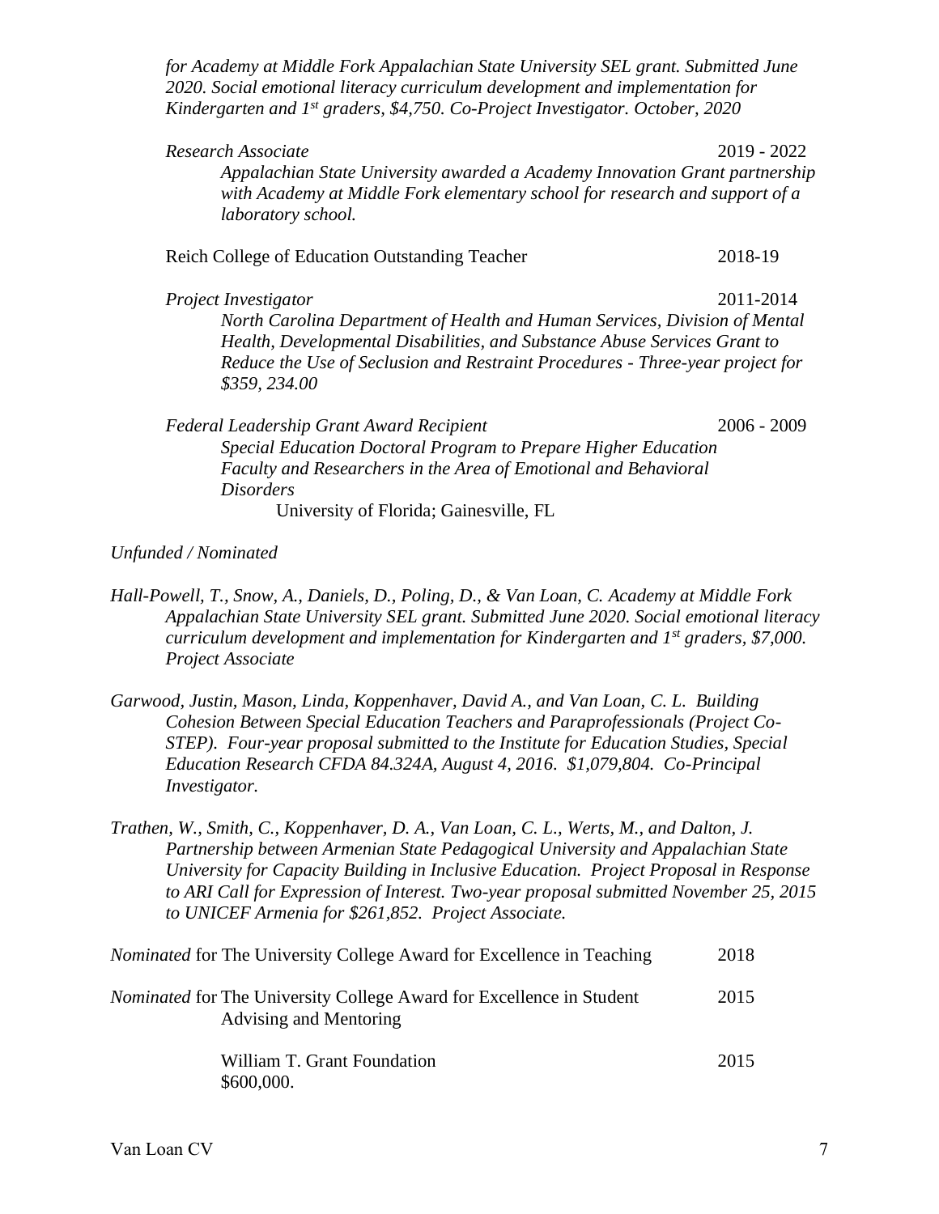*for Academy at Middle Fork Appalachian State University SEL grant. Submitted June 2020. Social emotional literacy curriculum development and implementation for Kindergarten and 1st graders, $4,750. Co-Project Investigator. October, 2020*

*Research Associate* 2019 - 2022

*Appalachian State University awarded a Academy Innovation Grant partnership with Academy at Middle Fork elementary school for research and support of a laboratory school.*

Reich College of Education Outstanding Teacher 2018-19

*Project Investigator* 2011-2014

*North Carolina Department of Health and Human Services, Division of Mental Health, Developmental Disabilities, and Substance Abuse Services Grant to Reduce the Use of Seclusion and Restraint Procedures - Three-year project for $359, 234.00*

*Federal Leadership Grant Award Recipient* 2006 - 2009

*Special Education Doctoral Program to Prepare Higher Education Faculty and Researchers in the Area of Emotional and Behavioral Disorders*

University of Florida; Gainesville, FL

*Unfunded / Nominated*

*Hall-Powell, T., Snow, A., Daniels, D., Poling, D., & Van Loan, C. Academy at Middle Fork Appalachian State University SEL grant. Submitted June 2020. Social emotional literacy curriculum development and implementation for Kindergarten and 1st graders, $7,000. Project Associate*

*Garwood, Justin, Mason, Linda, Koppenhaver, David A., and Van Loan, C. L. Building Cohesion Between Special Education Teachers and Paraprofessionals (Project Co-STEP). Four-year proposal submitted to the Institute for Education Studies, Special Education Research CFDA 84.324A, August 4, 2016. $1,079,804. Co-Principal Investigator.*

*Trathen, W., Smith, C., Koppenhaver, D. A., Van Loan, C. L., Werts, M., and Dalton, J. Partnership between Armenian State Pedagogical University and Appalachian State University for Capacity Building in Inclusive Education. Project Proposal in Response to ARI Call for Expression of Interest. Two-year proposal submitted November 25, 2015 to UNICEF Armenia for $261,852. Project Associate.*

*Nominated* for The University College Award for Excellence in Teaching 2018

*Nominated* for The University College Award for Excellence in Student Advising and Mentoring 2015

William T. Grant Foundation 2015
$600,000.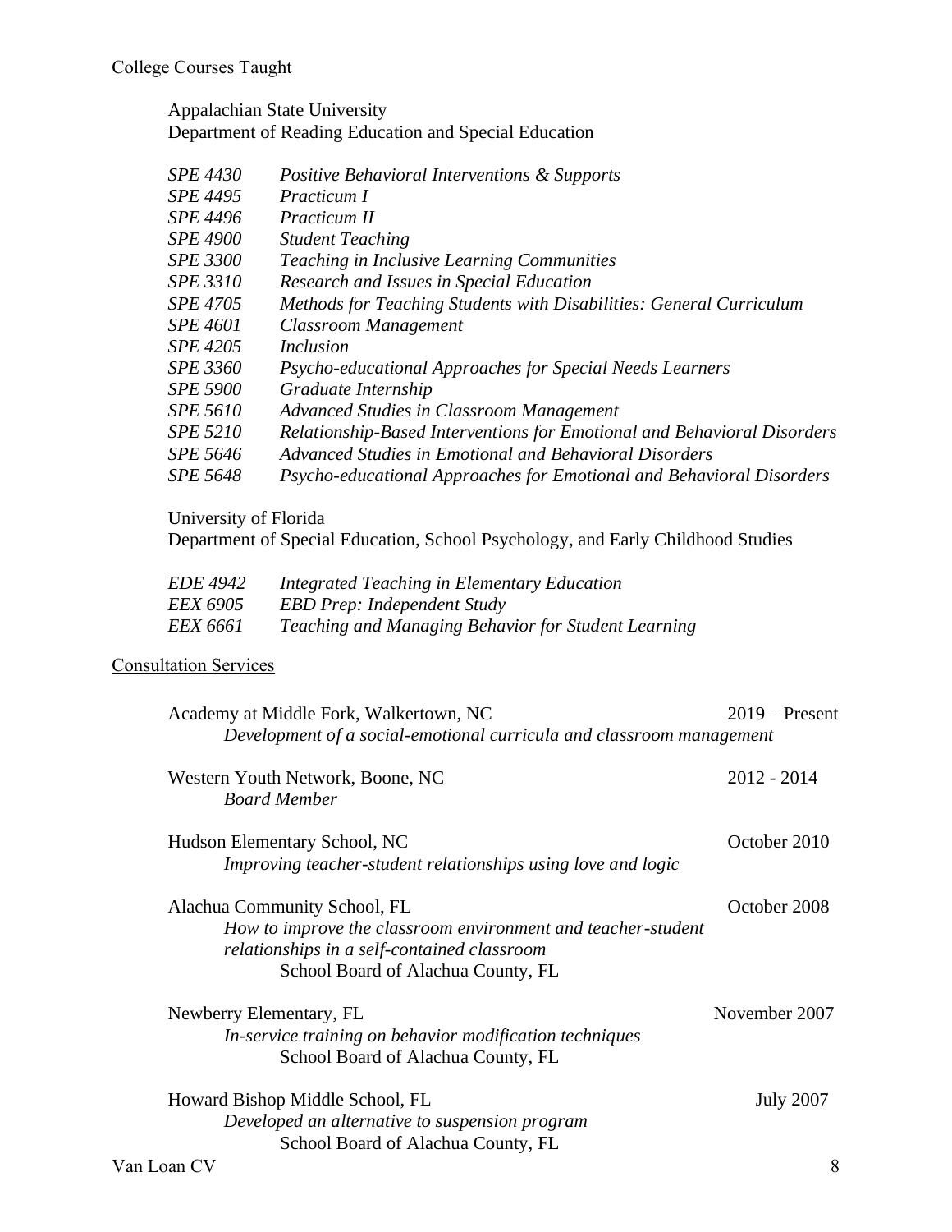## College Courses Taught

Appalachian State University
Department of Reading Education and Special Education

| | |
|---|---|
| *SPE 4430* | *Positive Behavioral Interventions & Supports* |
| *SPE 4495* | *Practicum I* |
| *SPE 4496* | *Practicum II* |
| *SPE 4900* | *Student Teaching* |
| *SPE 3300* | *Teaching in Inclusive Learning Communities* |
| *SPE 3310* | *Research and Issues in Special Education* |
| *SPE 4705* | *Methods for Teaching Students with Disabilities: General Curriculum* |
| *SPE 4601* | *Classroom Management* |
| *SPE 4205* | *Inclusion* |
| *SPE 3360* | *Psycho-educational Approaches for Special Needs Learners* |
| *SPE 5900* | *Graduate Internship* |
| *SPE 5610* | *Advanced Studies in Classroom Management* |
| *SPE 5210* | *Relationship-Based Interventions for Emotional and Behavioral Disorders* |
| *SPE 5646* | *Advanced Studies in Emotional and Behavioral Disorders* |
| *SPE 5648* | *Psycho-educational Approaches for Emotional and Behavioral Disorders* |

University of Florida
Department of Special Education, School Psychology, and Early Childhood Studies

| | |
|---|---|
| *EDE 4942* | *Integrated Teaching in Elementary Education* |
| *EEX 6905* | *EBD Prep: Independent Study* |
| *EEX 6661* | *Teaching and Managing Behavior for Student Learning* |

## Consultation Services

Academy at Middle Fork, Walkertown, NC — 2019 – Present
*Development of a social-emotional curricula and classroom management*

Western Youth Network, Boone, NC — 2012 - 2014
*Board Member*

Hudson Elementary School, NC — October 2010
*Improving teacher-student relationships using love and logic*

Alachua Community School, FL — October 2008
*How to improve the classroom environment and teacher-student relationships in a self-contained classroom*
School Board of Alachua County, FL

Newberry Elementary, FL — November 2007
*In-service training on behavior modification techniques*
School Board of Alachua County, FL

Howard Bishop Middle School, FL — July 2007
*Developed an alternative to suspension program*
School Board of Alachua County, FL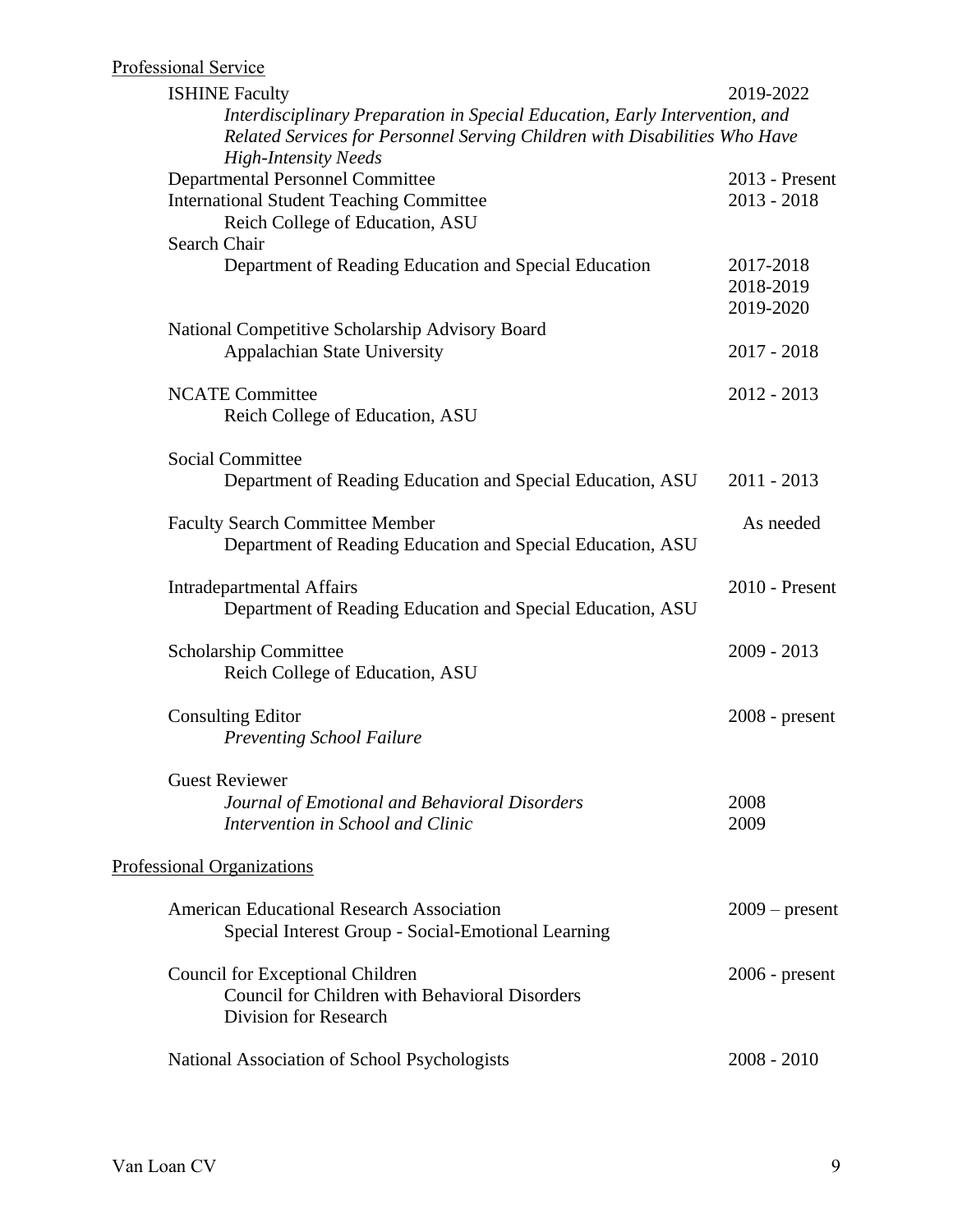## Professional Service

ISHINE Faculty — 2019-2022
*Interdisciplinary Preparation in Special Education, Early Intervention, and Related Services for Personnel Serving Children with Disabilities Who Have High-Intensity Needs*

Departmental Personnel Committee — 2013 - Present

International Student Teaching Committee — 2013 - 2018
Reich College of Education, ASU

Search Chair
Department of Reading Education and Special Education — 2017-2018, 2018-2019, 2019-2020

National Competitive Scholarship Advisory Board
Appalachian State University — 2017 - 2018

NCATE Committee — 2012 - 2013
Reich College of Education, ASU

Social Committee
Department of Reading Education and Special Education, ASU — 2011 - 2013

Faculty Search Committee Member — As needed
Department of Reading Education and Special Education, ASU

Intradepartmental Affairs — 2010 - Present
Department of Reading Education and Special Education, ASU

Scholarship Committee — 2009 - 2013
Reich College of Education, ASU

Consulting Editor — 2008 - present
*Preventing School Failure*

Guest Reviewer
*Journal of Emotional and Behavioral Disorders* — 2008
*Intervention in School and Clinic* — 2009

## Professional Organizations

American Educational Research Association — 2009 – present
Special Interest Group - Social-Emotional Learning

Council for Exceptional Children — 2006 - present
Council for Children with Behavioral Disorders
Division for Research

National Association of School Psychologists — 2008 - 2010